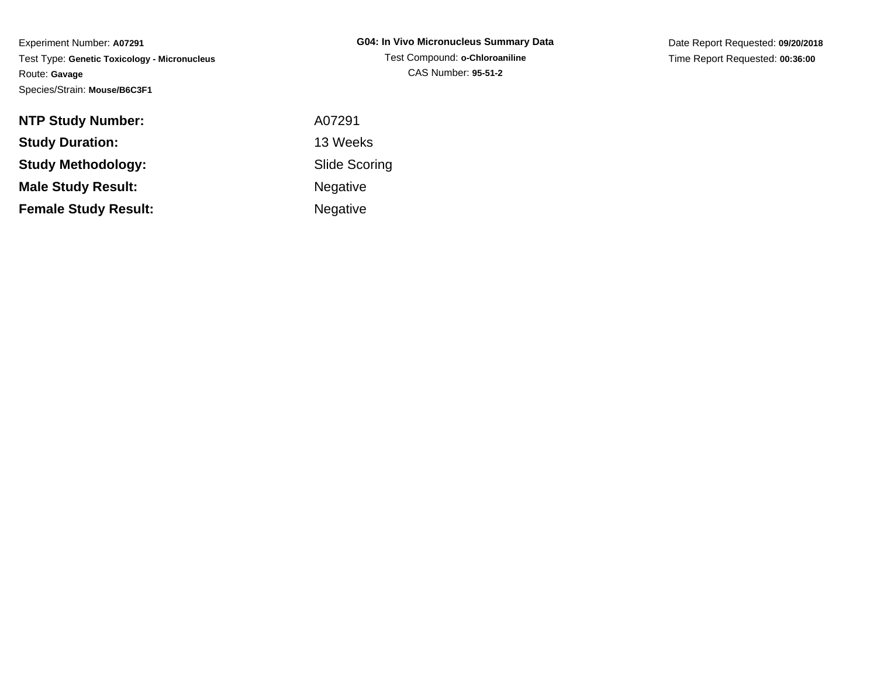Experiment Number: **A07291**
Test Type: **Genetic Toxicology - Micronucleus**
Route: **Gavage**
Species/Strain: **Mouse/B6C3F1**

**G04: In Vivo Micronucleus Summary Data**
Test Compound: **o-Chloroaniline**
CAS Number: **95-51-2**

Date Report Requested: **09/20/2018**
Time Report Requested: **00:36:00**

| | |
|---|---|
| **NTP Study Number:** | A07291 |
| **Study Duration:** | 13 Weeks |
| **Study Methodology:** | Slide Scoring |
| **Male Study Result:** | Negative |
| **Female Study Result:** | Negative |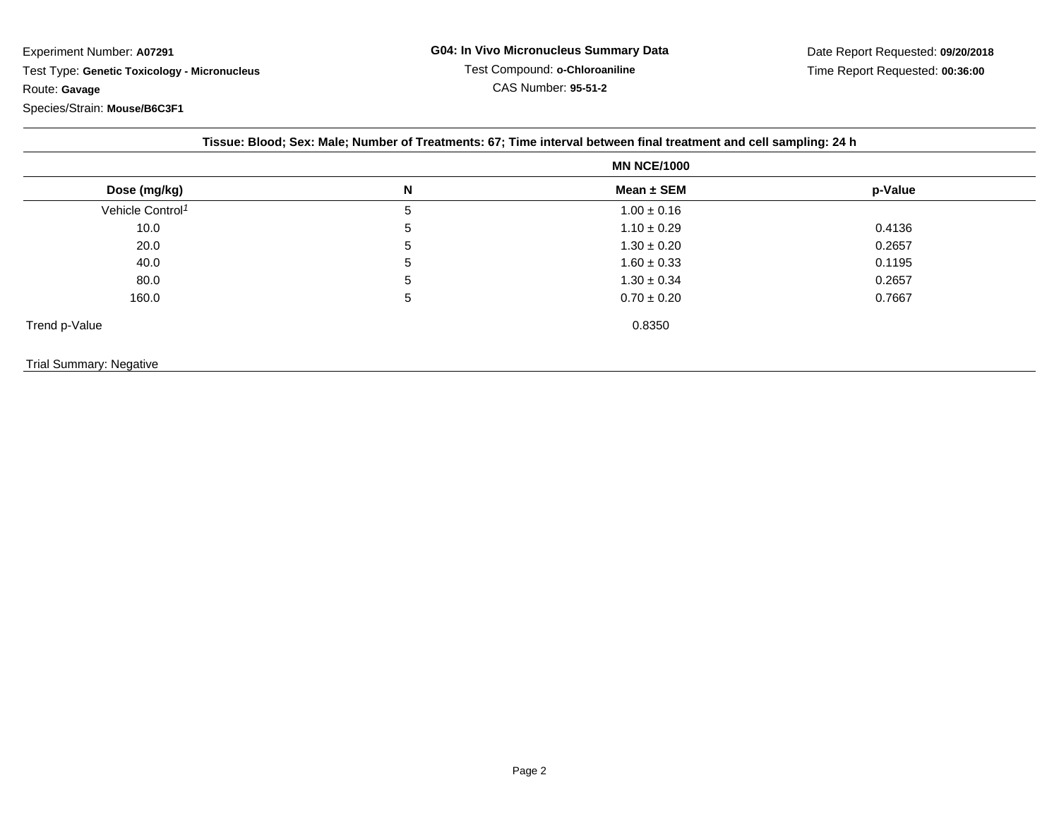Experiment Number: **A07291**

Test Type: **Genetic Toxicology - Micronucleus**

Route: **Gavage**

Species/Strain: **Mouse/B6C3F1**

**G04: In Vivo Micronucleus Summary Data**

Test Compound: **o-Chloroaniline**

CAS Number: **95-51-2**

Date Report Requested: **09/20/2018**

Time Report Requested: **00:36:00**

**Tissue: Blood; Sex: Male; Number of Treatments: 67; Time interval between final treatment and cell sampling: 24 h**

| | | **MN NCE/1000** | |
|---|---|---|---|
| **Dose (mg/kg)** | **N** | **Mean ± SEM** | **p-Value** |
| Vehicle Control[1] | 5 | 1.00 ± 0.16 | |
| 10.0 | 5 | 1.10 ± 0.29 | 0.4136 |
| 20.0 | 5 | 1.30 ± 0.20 | 0.2657 |
| 40.0 | 5 | 1.60 ± 0.33 | 0.1195 |
| 80.0 | 5 | 1.30 ± 0.34 | 0.2657 |
| 160.0 | 5 | 0.70 ± 0.20 | 0.7667 |
| Trend p-Value | | 0.8350 | |

Trial Summary: Negative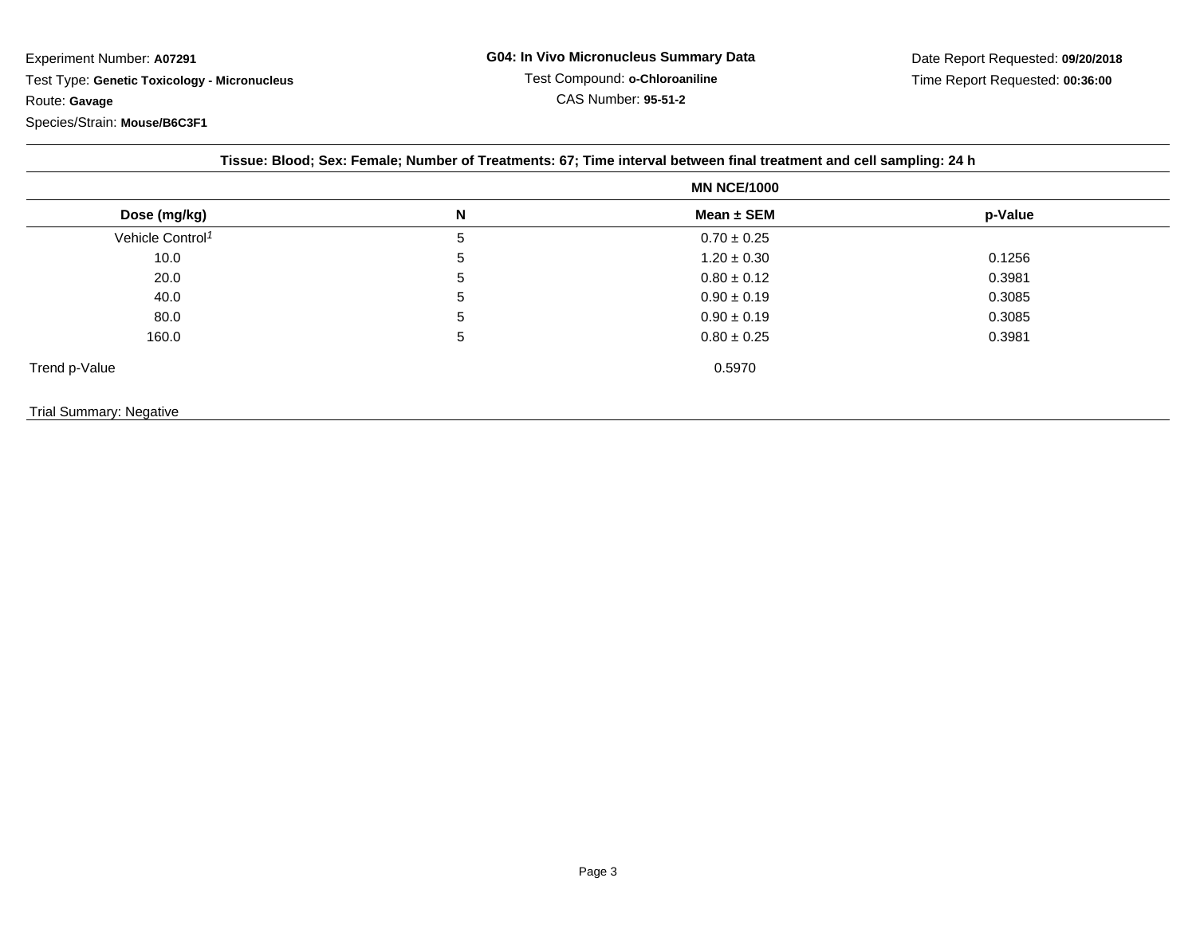Experiment Number: **A07291**

Test Type: **Genetic Toxicology - Micronucleus**

Route: **Gavage**

Species/Strain: **Mouse/B6C3F1**

**G04: In Vivo Micronucleus Summary Data**

Test Compound: **o-Chloroaniline**

CAS Number: **95-51-2**

Date Report Requested: **09/20/2018**

Time Report Requested: **00:36:00**

**Tissue: Blood; Sex: Female; Number of Treatments: 67; Time interval between final treatment and cell sampling: 24 h**

| | | MN NCE/1000 | |
|---|---|---|---|
| **Dose (mg/kg)** | **N** | **Mean ± SEM** | **p-Value** |
| Vehicle Control[1] | 5 | 0.70 ± 0.25 | |
| 10.0 | 5 | 1.20 ± 0.30 | 0.1256 |
| 20.0 | 5 | 0.80 ± 0.12 | 0.3981 |
| 40.0 | 5 | 0.90 ± 0.19 | 0.3085 |
| 80.0 | 5 | 0.90 ± 0.19 | 0.3085 |
| 160.0 | 5 | 0.80 ± 0.25 | 0.3981 |
| Trend p-Value | | 0.5970 | |

Trial Summary: Negative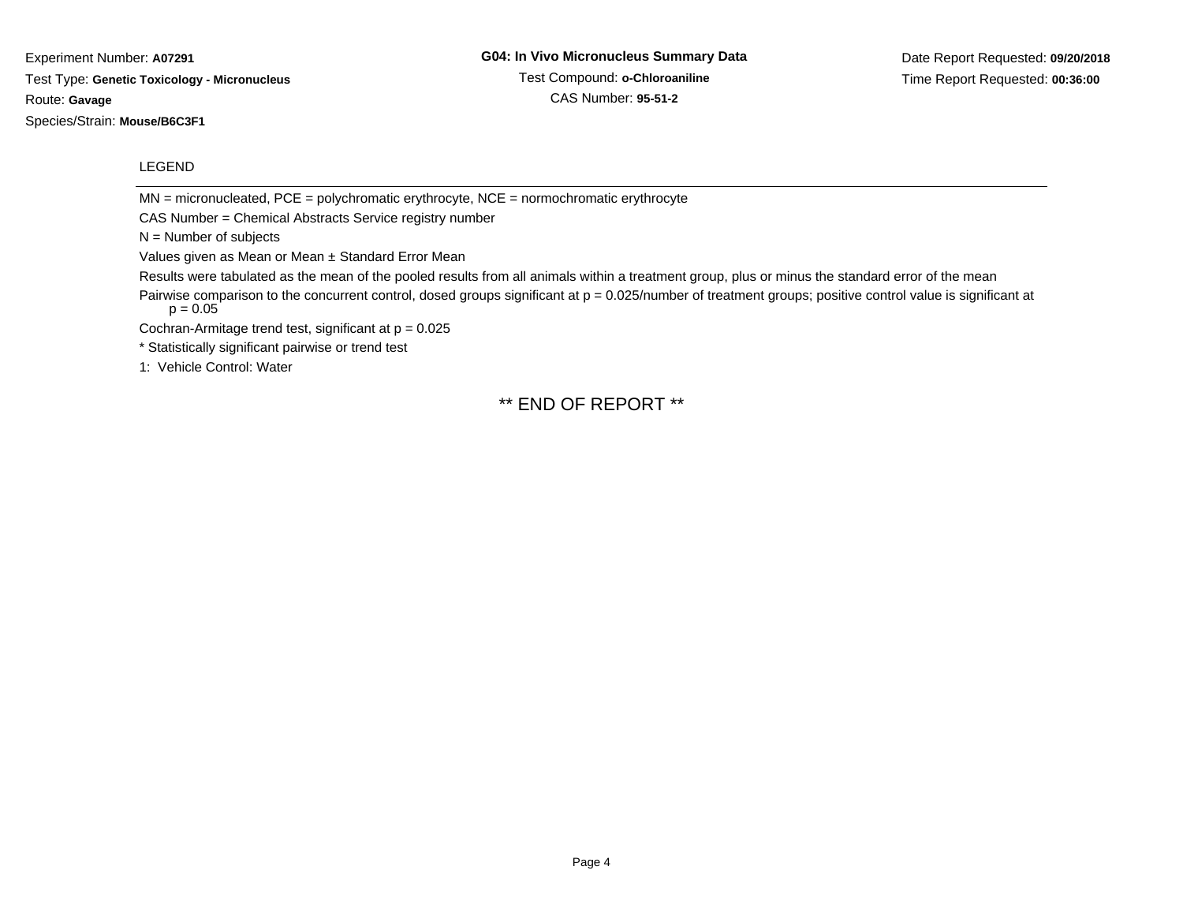Experiment Number: **A07291**

Test Type: **Genetic Toxicology - Micronucleus**

Route: **Gavage**

Species/Strain: **Mouse/B6C3F1**

**G04: In Vivo Micronucleus Summary Data**

Test Compound: **o-Chloroaniline**

CAS Number: **95-51-2**

Date Report Requested: **09/20/2018**

Time Report Requested: **00:36:00**

LEGEND

MN = micronucleated, PCE = polychromatic erythrocyte, NCE = normochromatic erythrocyte

CAS Number = Chemical Abstracts Service registry number

N = Number of subjects

Values given as Mean or Mean ± Standard Error Mean

Results were tabulated as the mean of the pooled results from all animals within a treatment group, plus or minus the standard error of the mean

Pairwise comparison to the concurrent control, dosed groups significant at p = 0.025/number of treatment groups; positive control value is significant at p = 0.05

Cochran-Armitage trend test, significant at p = 0.025

* Statistically significant pairwise or trend test

1: Vehicle Control: Water

** END OF REPORT **